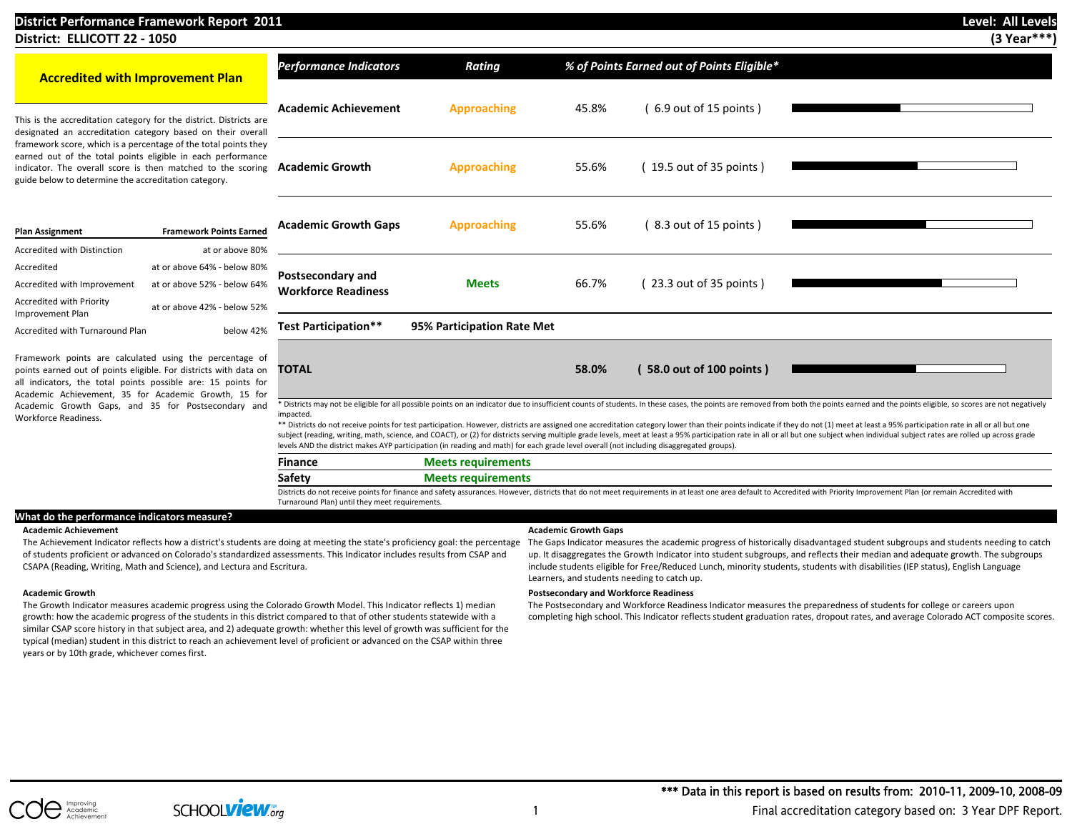# District Performance Framework Report 2011

**District: ELLICOTT 22 - 1050**

**Level: All Levels**

**(3 Year\*\*\*)**

## Accredited with Improvement Plan

This is the accreditation category for the district. Districts are designated an accreditation category based on their overall framework score, which is a percentage of the total points they earned out of the total points eligible in each performance indicator. The overall score is then matched to the scoring guide below to determine the accreditation category.

| Plan Assignment | Framework Points Earned |
|---|---|
| Accredited with Distinction | at or above 80% |
| Accredited | at or above 64% - below 80% |
| Accredited with Improvement | at or above 52% - below 64% |
| Accredited with Priority Improvement Plan | at or above 42% - below 52% |
| Accredited with Turnaround Plan | below 42% |

Framework points are calculated using the percentage of points earned out of points eligible. For districts with data on all indicators, the total points possible are: 15 points for Academic Achievement, 35 for Academic Growth, 15 for Academic Growth Gaps, and 35 for Postsecondary and Workforce Readiness.

| *Performance Indicators* | *Rating* | *% of Points Earned out of Points Eligible\** | |
|---|---|---|---|
| **Academic Achievement** | Approaching | 45.8% | ( 6.9 out of 15 points ) |
| **Academic Growth** | Approaching | 55.6% | ( 19.5 out of 35 points ) |
| **Academic Growth Gaps** | Approaching | 55.6% | ( 8.3 out of 15 points ) |
| **Postsecondary and Workforce Readiness** | Meets | 66.7% | ( 23.3 out of 35 points ) |
| **Test Participation\*\*** | 95% Participation Rate Met | | |
| **TOTAL** | | **58.0%** | **( 58.0 out of 100 points )** |

\* Districts may not be eligible for all possible points on an indicator due to insufficient counts of students. In these cases, the points are removed from both the points earned and the points eligible, so scores are not negatively impacted.

\*\* Districts do not receive points for test participation. However, districts are assigned one accreditation category lower than their points indicate if they do not (1) meet at least a 95% participation rate in all or all but one subject (reading, writing, math, science, and COACT), or (2) for districts serving multiple grade levels, meet at least a 95% participation rate in all or all but one subject when individual subject rates are rolled up across grade levels AND the district makes AYP participation (in reading and math) for each grade level overall (not including disaggregated groups).

| | |
|---|---|
| **Finance** | Meets requirements |
| **Safety** | Meets requirements |

Districts do not receive points for finance and safety assurances. However, districts that do not meet requirements in at least one area default to Accredited with Priority Improvement Plan (or remain Accredited with Turnaround Plan) until they meet requirements.

## What do the performance indicators measure?

**Academic Achievement**

The Achievement Indicator reflects how a district's students are doing at meeting the state's proficiency goal: the percentage of students proficient or advanced on Colorado's standardized assessments. This Indicator includes results from CSAP and CSAPA (Reading, Writing, Math and Science), and Lectura and Escritura.

**Academic Growth**

The Growth Indicator measures academic progress using the Colorado Growth Model. This Indicator reflects 1) median growth: how the academic progress of the students in this district compared to that of other students statewide with a similar CSAP score history in that subject area, and 2) adequate growth: whether this level of growth was sufficient for the typical (median) student in this district to reach an achievement level of proficient or advanced on the CSAP within three years or by 10th grade, whichever comes first.

**Academic Growth Gaps**

The Gaps Indicator measures the academic progress of historically disadvantaged student subgroups and students needing to catch up. It disaggregates the Growth Indicator into student subgroups, and reflects their median and adequate growth. The subgroups include students eligible for Free/Reduced Lunch, minority students, students with disabilities (IEP status), English Language Learners, and students needing to catch up.

**Postsecondary and Workforce Readiness**

The Postsecondary and Workforce Readiness Indicator measures the preparedness of students for college or careers upon completing high school. This Indicator reflects student graduation rates, dropout rates, and average Colorado ACT composite scores.

\*\*\* Data in this report is based on results from: 2010-11, 2009-10, 2008-09

Final accreditation category based on: 3 Year DPF Report.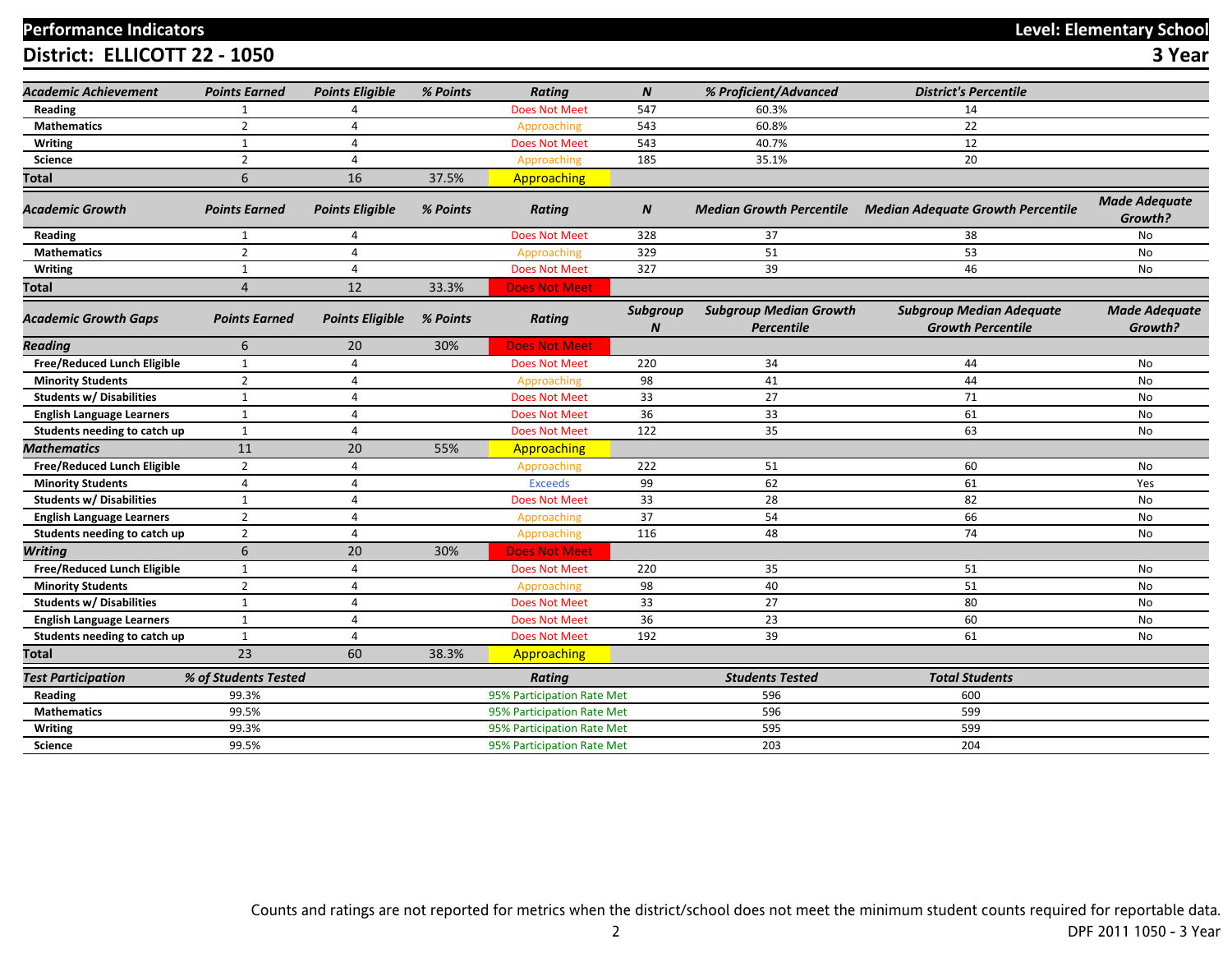# Performance Indicators

**Level: Elementary School**

## District: ELLICOTT 22 - 1050

**3 Year**

| Academic Achievement | Points Earned | Points Eligible | % Points | Rating | N | % Proficient/Advanced | District's Percentile |
|---|---|---|---|---|---|---|---|
| Reading | 1 | 4 | | Does Not Meet | 547 | 60.3% | 14 |
| Mathematics | 2 | 4 | | Approaching | 543 | 60.8% | 22 |
| Writing | 1 | 4 | | Does Not Meet | 543 | 40.7% | 12 |
| Science | 2 | 4 | | Approaching | 185 | 35.1% | 20 |
| **Total** | 6 | 16 | 37.5% | Approaching | | | |

| Academic Growth | Points Earned | Points Eligible | % Points | Rating | N | Median Growth Percentile | Median Adequate Growth Percentile | Made Adequate Growth? |
|---|---|---|---|---|---|---|---|---|
| Reading | 1 | 4 | | Does Not Meet | 328 | 37 | 38 | No |
| Mathematics | 2 | 4 | | Approaching | 329 | 51 | 53 | No |
| Writing | 1 | 4 | | Does Not Meet | 327 | 39 | 46 | No |
| **Total** | 4 | 12 | 33.3% | Does Not Meet | | | | |

| Academic Growth Gaps | Points Earned | Points Eligible | % Points | Rating | Subgroup N | Subgroup Median Growth Percentile | Subgroup Median Adequate Growth Percentile | Made Adequate Growth? |
|---|---|---|---|---|---|---|---|---|
| ***Reading*** | 6 | 20 | 30% | Does Not Meet | | | | |
| Free/Reduced Lunch Eligible | 1 | 4 | | Does Not Meet | 220 | 34 | 44 | No |
| Minority Students | 2 | 4 | | Approaching | 98 | 41 | 44 | No |
| Students w/ Disabilities | 1 | 4 | | Does Not Meet | 33 | 27 | 71 | No |
| English Language Learners | 1 | 4 | | Does Not Meet | 36 | 33 | 61 | No |
| Students needing to catch up | 1 | 4 | | Does Not Meet | 122 | 35 | 63 | No |
| ***Mathematics*** | 11 | 20 | 55% | Approaching | | | | |
| Free/Reduced Lunch Eligible | 2 | 4 | | Approaching | 222 | 51 | 60 | No |
| Minority Students | 4 | 4 | | Exceeds | 99 | 62 | 61 | Yes |
| Students w/ Disabilities | 1 | 4 | | Does Not Meet | 33 | 28 | 82 | No |
| English Language Learners | 2 | 4 | | Approaching | 37 | 54 | 66 | No |
| Students needing to catch up | 2 | 4 | | Approaching | 116 | 48 | 74 | No |
| ***Writing*** | 6 | 20 | 30% | Does Not Meet | | | | |
| Free/Reduced Lunch Eligible | 1 | 4 | | Does Not Meet | 220 | 35 | 51 | No |
| Minority Students | 2 | 4 | | Approaching | 98 | 40 | 51 | No |
| Students w/ Disabilities | 1 | 4 | | Does Not Meet | 33 | 27 | 80 | No |
| English Language Learners | 1 | 4 | | Does Not Meet | 36 | 23 | 60 | No |
| Students needing to catch up | 1 | 4 | | Does Not Meet | 192 | 39 | 61 | No |
| **Total** | 23 | 60 | 38.3% | Approaching | | | | |

| Test Participation | % of Students Tested | Rating | Students Tested | Total Students |
|---|---|---|---|---|
| Reading | 99.3% | 95% Participation Rate Met | 596 | 600 |
| Mathematics | 99.5% | 95% Participation Rate Met | 596 | 599 |
| Writing | 99.3% | 95% Participation Rate Met | 595 | 599 |
| Science | 99.5% | 95% Participation Rate Met | 203 | 204 |

Counts and ratings are not reported for metrics when the district/school does not meet the minimum student counts required for reportable data.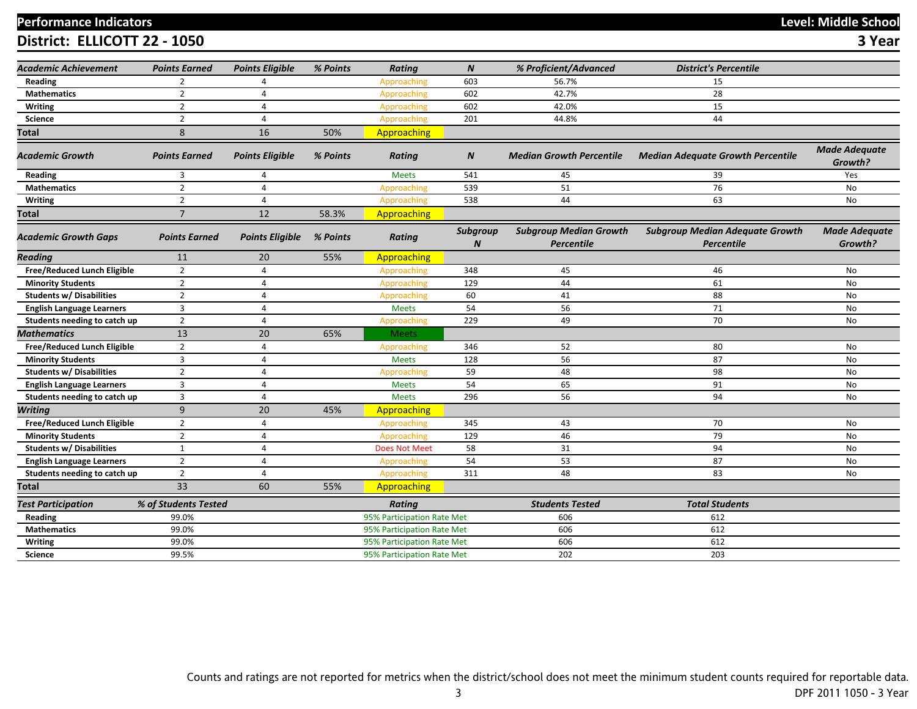**Performance Indicators** — **Level: Middle School**

**District: ELLICOTT 22 - 1050** — **3 Year**

| *Academic Achievement* | *Points Earned* | *Points Eligible* | *% Points* | *Rating* | *N* | *% Proficient/Advanced* | *District's Percentile* |
|---|---|---|---|---|---|---|---|
| Reading | 2 | 4 | | Approaching | 603 | 56.7% | 15 |
| Mathematics | 2 | 4 | | Approaching | 602 | 42.7% | 28 |
| Writing | 2 | 4 | | Approaching | 602 | 42.0% | 15 |
| Science | 2 | 4 | | Approaching | 201 | 44.8% | 44 |
| **Total** | 8 | 16 | 50% | Approaching | | | |

| *Academic Growth* | *Points Earned* | *Points Eligible* | *% Points* | *Rating* | *N* | *Median Growth Percentile* | *Median Adequate Growth Percentile* | *Made Adequate Growth?* |
|---|---|---|---|---|---|---|---|---|
| Reading | 3 | 4 | | Meets | 541 | 45 | 39 | Yes |
| Mathematics | 2 | 4 | | Approaching | 539 | 51 | 76 | No |
| Writing | 2 | 4 | | Approaching | 538 | 44 | 63 | No |
| **Total** | 7 | 12 | 58.3% | Approaching | | | | |

| *Academic Growth Gaps* | *Points Earned* | *Points Eligible* | *% Points* | *Rating* | *Subgroup N* | *Subgroup Median Growth Percentile* | *Subgroup Median Adequate Growth Percentile* | *Made Adequate Growth?* |
|---|---|---|---|---|---|---|---|---|
| ***Reading*** | 11 | 20 | 55% | Approaching | | | | |
| Free/Reduced Lunch Eligible | 2 | 4 | | Approaching | 348 | 45 | 46 | No |
| Minority Students | 2 | 4 | | Approaching | 129 | 44 | 61 | No |
| Students w/ Disabilities | 2 | 4 | | Approaching | 60 | 41 | 88 | No |
| English Language Learners | 3 | 4 | | Meets | 54 | 56 | 71 | No |
| Students needing to catch up | 2 | 4 | | Approaching | 229 | 49 | 70 | No |
| ***Mathematics*** | 13 | 20 | 65% | Meets | | | | |
| Free/Reduced Lunch Eligible | 2 | 4 | | Approaching | 346 | 52 | 80 | No |
| Minority Students | 3 | 4 | | Meets | 128 | 56 | 87 | No |
| Students w/ Disabilities | 2 | 4 | | Approaching | 59 | 48 | 98 | No |
| English Language Learners | 3 | 4 | | Meets | 54 | 65 | 91 | No |
| Students needing to catch up | 3 | 4 | | Meets | 296 | 56 | 94 | No |
| ***Writing*** | 9 | 20 | 45% | Approaching | | | | |
| Free/Reduced Lunch Eligible | 2 | 4 | | Approaching | 345 | 43 | 70 | No |
| Minority Students | 2 | 4 | | Approaching | 129 | 46 | 79 | No |
| Students w/ Disabilities | 1 | 4 | | Does Not Meet | 58 | 31 | 94 | No |
| English Language Learners | 2 | 4 | | Approaching | 54 | 53 | 87 | No |
| Students needing to catch up | 2 | 4 | | Approaching | 311 | 48 | 83 | No |
| **Total** | 33 | 60 | 55% | Approaching | | | | |

| *Test Participation* | *% of Students Tested* | *Rating* | *Students Tested* | *Total Students* |
|---|---|---|---|---|
| Reading | 99.0% | 95% Participation Rate Met | 606 | 612 |
| Mathematics | 99.0% | 95% Participation Rate Met | 606 | 612 |
| Writing | 99.0% | 95% Participation Rate Met | 606 | 612 |
| Science | 99.5% | 95% Participation Rate Met | 202 | 203 |

Counts and ratings are not reported for metrics when the district/school does not meet the minimum student counts required for reportable data.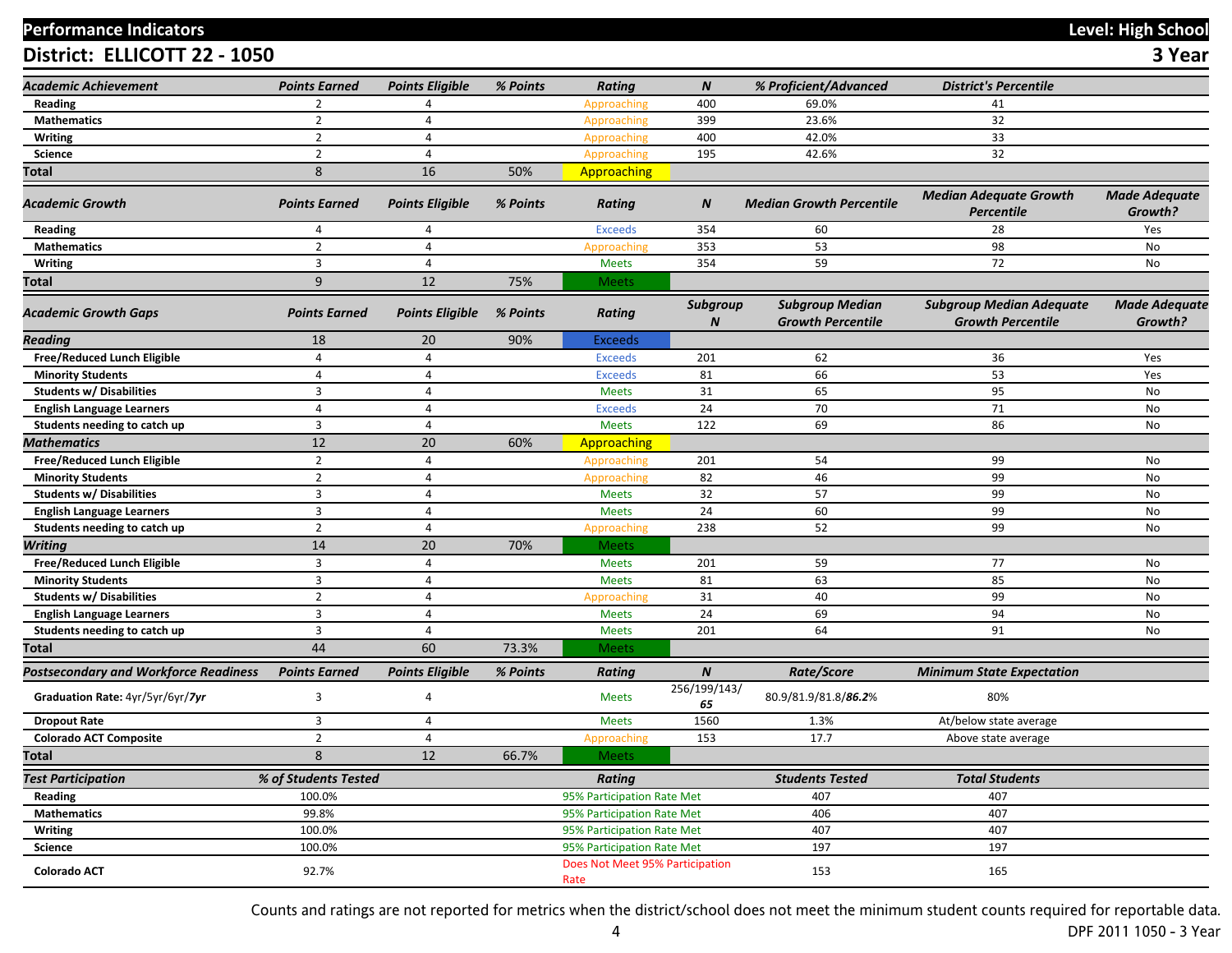**Performance Indicators** **Level: High School**

**District: ELLICOTT 22 - 1050** **3 Year**

| *Academic Achievement* | *Points Earned* | *Points Eligible* | *% Points* | *Rating* | *N* | *% Proficient/Advanced* | *District's Percentile* | |
|---|---|---|---|---|---|---|---|---|
| **Reading** | 2 | 4 | | Approaching | 400 | 69.0% | 41 | |
| **Mathematics** | 2 | 4 | | Approaching | 399 | 23.6% | 32 | |
| **Writing** | 2 | 4 | | Approaching | 400 | 42.0% | 33 | |
| **Science** | 2 | 4 | | Approaching | 195 | 42.6% | 32 | |
| **Total** | 8 | 16 | 50% | Approaching | | | | |

| *Academic Growth* | *Points Earned* | *Points Eligible* | *% Points* | *Rating* | *N* | *Median Growth Percentile* | *Median Adequate Growth Percentile* | *Made Adequate Growth?* |
|---|---|---|---|---|---|---|---|---|
| **Reading** | 4 | 4 | | Exceeds | 354 | 60 | 28 | Yes |
| **Mathematics** | 2 | 4 | | Approaching | 353 | 53 | 98 | No |
| **Writing** | 3 | 4 | | Meets | 354 | 59 | 72 | No |
| **Total** | 9 | 12 | 75% | Meets | | | | |

| *Academic Growth Gaps* | *Points Earned* | *Points Eligible* | *% Points* | *Rating* | *Subgroup N* | *Subgroup Median Growth Percentile* | *Subgroup Median Adequate Growth Percentile* | *Made Adequate Growth?* |
|---|---|---|---|---|---|---|---|---|
| ***Reading*** | 18 | 20 | 90% | Exceeds | | | | |
| **Free/Reduced Lunch Eligible** | 4 | 4 | | Exceeds | 201 | 62 | 36 | Yes |
| **Minority Students** | 4 | 4 | | Exceeds | 81 | 66 | 53 | Yes |
| **Students w/ Disabilities** | 3 | 4 | | Meets | 31 | 65 | 95 | No |
| **English Language Learners** | 4 | 4 | | Exceeds | 24 | 70 | 71 | No |
| **Students needing to catch up** | 3 | 4 | | Meets | 122 | 69 | 86 | No |
| ***Mathematics*** | 12 | 20 | 60% | Approaching | | | | |
| **Free/Reduced Lunch Eligible** | 2 | 4 | | Approaching | 201 | 54 | 99 | No |
| **Minority Students** | 2 | 4 | | Approaching | 82 | 46 | 99 | No |
| **Students w/ Disabilities** | 3 | 4 | | Meets | 32 | 57 | 99 | No |
| **English Language Learners** | 3 | 4 | | Meets | 24 | 60 | 99 | No |
| **Students needing to catch up** | 2 | 4 | | Approaching | 238 | 52 | 99 | No |
| ***Writing*** | 14 | 20 | 70% | Meets | | | | |
| **Free/Reduced Lunch Eligible** | 3 | 4 | | Meets | 201 | 59 | 77 | No |
| **Minority Students** | 3 | 4 | | Meets | 81 | 63 | 85 | No |
| **Students w/ Disabilities** | 2 | 4 | | Approaching | 31 | 40 | 99 | No |
| **English Language Learners** | 3 | 4 | | Meets | 24 | 69 | 94 | No |
| **Students needing to catch up** | 3 | 4 | | Meets | 201 | 64 | 91 | No |
| **Total** | 44 | 60 | 73.3% | Meets | | | | |

| *Postsecondary and Workforce Readiness* | *Points Earned* | *Points Eligible* | *% Points* | *Rating* | *N* | *Rate/Score* | *Minimum State Expectation* |
|---|---|---|---|---|---|---|---|
| **Graduation Rate:** 4yr/5yr/6yr/***7yr*** | 3 | 4 | | Meets | 256/199/143/***65*** | 80.9/81.9/81.8/***86.2***% | 80% |
| **Dropout Rate** | 3 | 4 | | Meets | 1560 | 1.3% | At/below state average |
| **Colorado ACT Composite** | 2 | 4 | | Approaching | 153 | 17.7 | Above state average |
| **Total** | 8 | 12 | 66.7% | Meets | | | |

| *Test Participation* | *% of Students Tested* | *Rating* | *Students Tested* | *Total Students* |
|---|---|---|---|---|
| **Reading** | 100.0% | 95% Participation Rate Met | 407 | 407 |
| **Mathematics** | 99.8% | 95% Participation Rate Met | 406 | 407 |
| **Writing** | 100.0% | 95% Participation Rate Met | 407 | 407 |
| **Science** | 100.0% | 95% Participation Rate Met | 197 | 197 |
| **Colorado ACT** | 92.7% | Does Not Meet 95% Participation Rate | 153 | 165 |

Counts and ratings are not reported for metrics when the district/school does not meet the minimum student counts required for reportable data.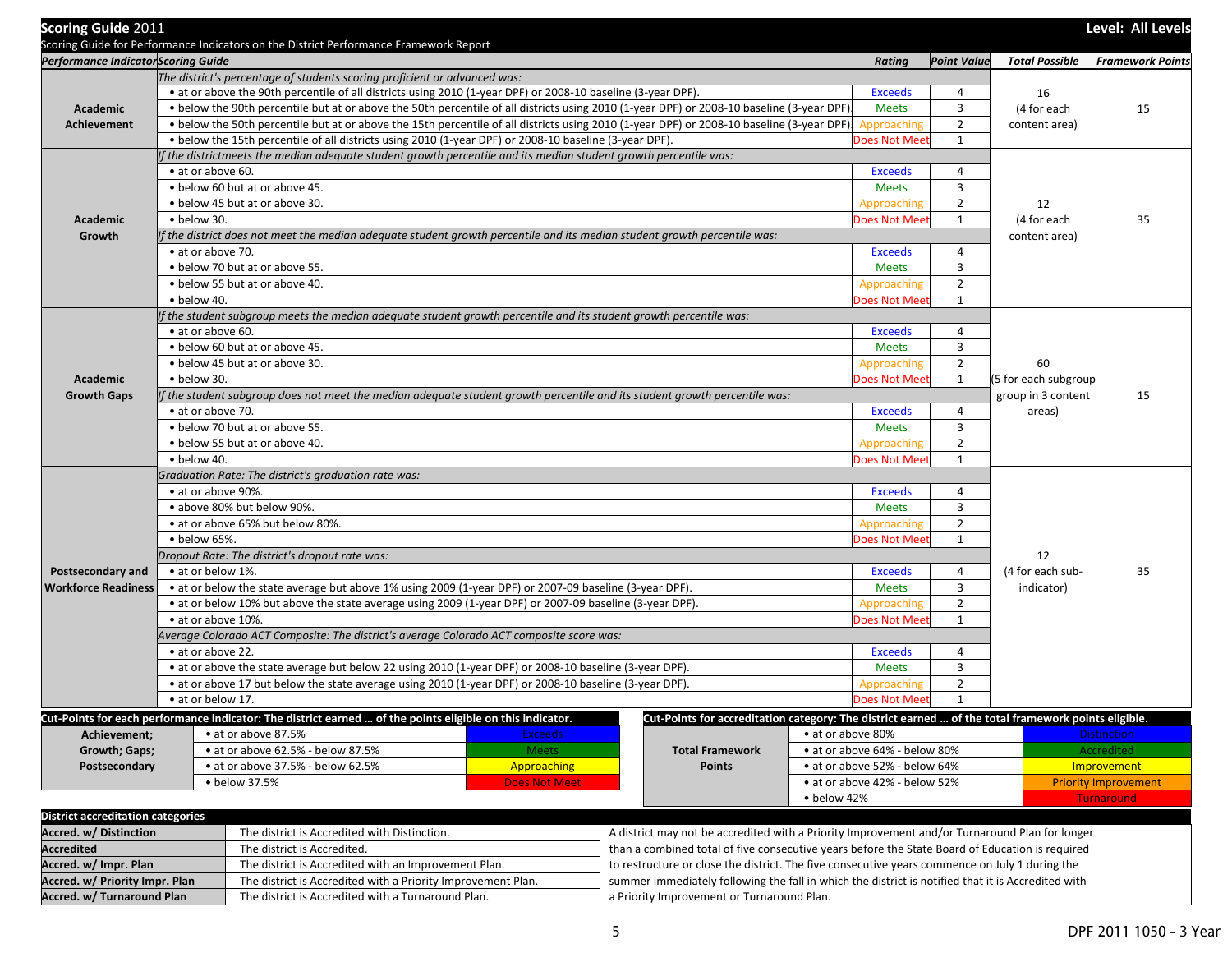**Scoring Guide** 2011 **Level: All Levels**

Scoring Guide for Performance Indicators on the District Performance Framework Report

| *Performance Indicator* | *Scoring Guide* | *Rating* | *Point Value* | *Total Possible* | *Framework Points* |
|---|---|---|---|---|---|
| **Academic Achievement** | *The district's percentage of students scoring proficient or advanced was:* | | | 16 (4 for each content area) | 15 |
| | • at or above the 90th percentile of all districts using 2010 (1-year DPF) or 2008-10 baseline (3-year DPF). | Exceeds | 4 | | |
| | • below the 90th percentile but at or above the 50th percentile of all districts using 2010 (1-year DPF) or 2008-10 baseline (3-year DPF). | Meets | 3 | | |
| | • below the 50th percentile but at or above the 15th percentile of all districts using 2010 (1-year DPF) or 2008-10 baseline (3-year DPF). | Approaching | 2 | | |
| | • below the 15th percentile of all districts using 2010 (1-year DPF) or 2008-10 baseline (3-year DPF). | Does Not Meet | 1 | | |
| **Academic Growth** | *If the districtmeets the median adequate student growth percentile and its median student growth percentile was:* | | | 12 (4 for each content area) | 35 |
| | • at or above 60. | Exceeds | 4 | | |
| | • below 60 but at or above 45. | Meets | 3 | | |
| | • below 45 but at or above 30. | Approaching | 2 | | |
| | • below 30. | Does Not Meet | 1 | | |
| | *If the district does not meet the median adequate student growth percentile and its median student growth percentile was:* | | | | |
| | • at or above 70. | Exceeds | 4 | | |
| | • below 70 but at or above 55. | Meets | 3 | | |
| | • below 55 but at or above 40. | Approaching | 2 | | |
| | • below 40. | Does Not Meet | 1 | | |
| **Academic Growth Gaps** | *If the student subgroup meets the median adequate student growth percentile and its student growth percentile was:* | | | 60 (5 for each subgroup group in 3 content areas) | 15 |
| | • at or above 60. | Exceeds | 4 | | |
| | • below 60 but at or above 45. | Meets | 3 | | |
| | • below 45 but at or above 30. | Approaching | 2 | | |
| | • below 30. | Does Not Meet | 1 | | |
| | *If the student subgroup does not meet the median adequate student growth percentile and its student growth percentile was:* | | | | |
| | • at or above 70. | Exceeds | 4 | | |
| | • below 70 but at or above 55. | Meets | 3 | | |
| | • below 55 but at or above 40. | Approaching | 2 | | |
| | • below 40. | Does Not Meet | 1 | | |
| **Postsecondary and Workforce Readiness** | *Graduation Rate: The district's graduation rate was:* | | | 12 (4 for each sub-indicator) | 35 |
| | • at or above 90%. | Exceeds | 4 | | |
| | • above 80% but below 90%. | Meets | 3 | | |
| | • at or above 65% but below 80%. | Approaching | 2 | | |
| | • below 65%. | Does Not Meet | 1 | | |
| | *Dropout Rate: The district's dropout rate was:* | | | | |
| | • at or below 1%. | Exceeds | 4 | | |
| | • at or below the state average but above 1% using 2009 (1-year DPF) or 2007-09 baseline (3-year DPF). | Meets | 3 | | |
| | • at or below 10% but above the state average using 2009 (1-year DPF) or 2007-09 baseline (3-year DPF). | Approaching | 2 | | |
| | • at or above 10%. | Does Not Meet | 1 | | |
| | *Average Colorado ACT Composite: The district's average Colorado ACT composite score was:* | | | | |
| | • at or above 22. | Exceeds | 4 | | |
| | • at or above the state average but below 22 using 2010 (1-year DPF) or 2008-10 baseline (3-year DPF). | Meets | 3 | | |
| | • at or above 17 but below the state average using 2010 (1-year DPF) or 2008-10 baseline (3-year DPF). | Approaching | 2 | | |
| | • at or below 17. | Does Not Meet | 1 | | |

**Cut-Points for each performance indicator: The district earned ... of the points eligible on this indicator.**

| | | |
|---|---|---|
| **Achievement; Growth; Gaps; Postsecondary** | • at or above 87.5% | Exceeds |
| | • at or above 62.5% - below 87.5% | Meets |
| | • at or above 37.5% - below 62.5% | Approaching |
| | • below 37.5% | Does Not Meet |

**Cut-Points for accreditation category: The district earned ... of the total framework points eligible.**

| | | |
|---|---|---|
| **Total Framework Points** | • at or above 80% | Distinction |
| | • at or above 64% - below 80% | Accredited |
| | • at or above 52% - below 64% | Improvement |
| | • at or above 42% - below 52% | Priority Improvement |
| | • below 42% | Turnaround |

**District accreditation categories**

| | |
|---|---|
| **Accred. w/ Distinction** | The district is Accredited with Distinction. |
| **Accredited** | The district is Accredited. |
| **Accred. w/ Impr. Plan** | The district is Accredited with an Improvement Plan. |
| **Accred. w/ Priority Impr. Plan** | The district is Accredited with a Priority Improvement Plan. |
| **Accred. w/ Turnaround Plan** | The district is Accredited with a Turnaround Plan. |

A district may not be accredited with a Priority Improvement and/or Turnaround Plan for longer than a combined total of five consecutive years before the State Board of Education is required to restructure or close the district. The five consecutive years commence on July 1 during the summer immediately following the fall in which the district is notified that it is Accredited with a Priority Improvement or Turnaround Plan.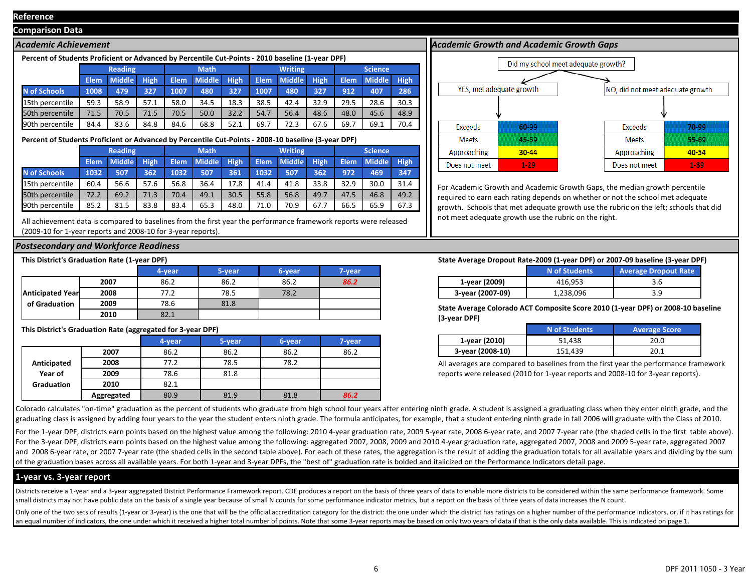# Reference

## Comparison Data

### Academic Achievement

**Percent of Students Proficient or Advanced by Percentile Cut-Points - 2010 baseline (1-year DPF)**

| | Reading | | | Math | | | Writing | | | Science | | |
|---|---|---|---|---|---|---|---|---|---|---|---|---|
| | Elem | Middle | High | Elem | Middle | High | Elem | Middle | High | Elem | Middle | High |
| N of Schools | 1008 | 479 | 327 | 1007 | 480 | 327 | 1007 | 480 | 327 | 912 | 407 | 286 |
| 15th percentile | 59.3 | 58.9 | 57.1 | 58.0 | 34.5 | 18.3 | 38.5 | 42.4 | 32.9 | 29.5 | 28.6 | 30.3 |
| 50th percentile | 71.5 | 70.5 | 71.5 | 70.5 | 50.0 | 32.2 | 54.7 | 56.4 | 48.6 | 48.0 | 45.6 | 48.9 |
| 90th percentile | 84.4 | 83.6 | 84.8 | 84.6 | 68.8 | 52.1 | 69.7 | 72.3 | 67.6 | 69.7 | 69.1 | 70.4 |

**Percent of Students Proficient or Advanced by Percentile Cut-Points - 2008-10 baseline (3-year DPF)**

| | Reading | | | Math | | | Writing | | | Science | | |
|---|---|---|---|---|---|---|---|---|---|---|---|---|
| | Elem | Middle | High | Elem | Middle | High | Elem | Middle | High | Elem | Middle | High |
| N of Schools | 1032 | 507 | 362 | 1032 | 507 | 361 | 1032 | 507 | 362 | 972 | 469 | 347 |
| 15th percentile | 60.4 | 56.6 | 57.6 | 56.8 | 36.4 | 17.8 | 41.4 | 41.8 | 33.8 | 32.9 | 30.0 | 31.4 |
| 50th percentile | 72.2 | 69.2 | 71.3 | 70.4 | 49.1 | 30.5 | 55.8 | 56.8 | 49.7 | 47.5 | 46.8 | 49.2 |
| 90th percentile | 85.2 | 81.5 | 83.8 | 83.4 | 65.3 | 48.0 | 71.0 | 70.9 | 67.7 | 66.5 | 65.9 | 67.3 |

All achievement data is compared to baselines from the first year the performance framework reports were released (2009-10 for 1-year reports and 2008-10 for 3-year reports).

### Academic Growth and Academic Growth Gaps

Did my school meet adequate growth?

YES, met adequate growth

| | |
|---|---|
| Exceeds | 60-99 |
| Meets | 45-59 |
| Approaching | 30-44 |
| Does not meet | 1-29 |

NO, did not meet adequate growth

| | |
|---|---|
| Exceeds | 70-99 |
| Meets | 55-69 |
| Approaching | 40-54 |
| Does not meet | 1-39 |

For Academic Growth and Academic Growth Gaps, the median growth percentile required to earn each rating depends on whether or not the school met adequate growth. Schools that met adequate growth use the rubric on the left; schools that did not meet adequate growth use the rubric on the right.

### Postsecondary and Workforce Readiness

**This District's Graduation Rate (1-year DPF)**

| Anticipated Year of Graduation | | 4-year | 5-year | 6-year | 7-year |
|---|---|---|---|---|---|
| | 2007 | 86.2 | 86.2 | 86.2 | ***86.2*** |
| | 2008 | 77.2 | 78.5 | 78.2 | |
| | 2009 | 78.6 | 81.8 | | |
| | 2010 | 82.1 | | | |

**This District's Graduation Rate (aggregated for 3-year DPF)**

| Anticipated Year of Graduation | | 4-year | 5-year | 6-year | 7-year |
|---|---|---|---|---|---|
| | 2007 | 86.2 | 86.2 | 86.2 | 86.2 |
| | 2008 | 77.2 | 78.5 | 78.2 | |
| | 2009 | 78.6 | 81.8 | | |
| | 2010 | 82.1 | | | |
| | Aggregated | 80.9 | 81.9 | 81.8 | ***86.2*** |

**State Average Dropout Rate-2009 (1-year DPF) or 2007-09 baseline (3-year DPF)**

| | N of Students | Average Dropout Rate |
|---|---|---|
| 1-year (2009) | 416,953 | 3.6 |
| 3-year (2007-09) | 1,238,096 | 3.9 |

**State Average Colorado ACT Composite Score 2010 (1-year DPF) or 2008-10 baseline (3-year DPF)**

| | N of Students | Average Score |
|---|---|---|
| 1-year (2010) | 51,438 | 20.0 |
| 3-year (2008-10) | 151,439 | 20.1 |

All averages are compared to baselines from the first year the performance framework reports were released (2010 for 1-year reports and 2008-10 for 3-year reports).

Colorado calculates "on-time" graduation as the percent of students who graduate from high school four years after entering ninth grade. A student is assigned a graduating class when they enter ninth grade, and the graduating class is assigned by adding four years to the year the student enters ninth grade. The formula anticipates, for example, that a student entering ninth grade in fall 2006 will graduate with the Class of 2010.

For the 1-year DPF, districts earn points based on the highest value among the following: 2010 4-year graduation rate, 2009 5-year rate, 2008 6-year rate, and 2007 7-year rate (the shaded cells in the first table above). For the 3-year DPF, districts earn points based on the highest value among the following: aggregated 2007, 2008, 2009 and 2010 4-year graduation rate, aggregated 2007, 2008 and 2009 5-year rate, aggregated 2007 and 2008 6-year rate, or 2007 7-year rate (the shaded cells in the second table above). For each of these rates, the aggregation is the result of adding the graduation totals for all available years and dividing by the sum of the graduation bases across all available years. For both 1-year and 3-year DPFs, the "best of" graduation rate is bolded and italicized on the Performance Indicators detail page.

## 1-year vs. 3-year report

Districts receive a 1-year and a 3-year aggregated District Performance Framework report. CDE produces a report on the basis of three years of data to enable more districts to be considered within the same performance framework. Some small districts may not have public data on the basis of a single year because of small N counts for some performance indicator metrics, but a report on the basis of three years of data increases the N count.

Only one of the two sets of results (1-year or 3-year) is the one that will be the official accreditation category for the district: the one under which the district has ratings on a higher number of the performance indicators, or, if it has ratings for an equal number of indicators, the one under which it received a higher total number of points. Note that some 3-year reports may be based on only two years of data if that is the only data available. This is indicated on page 1.